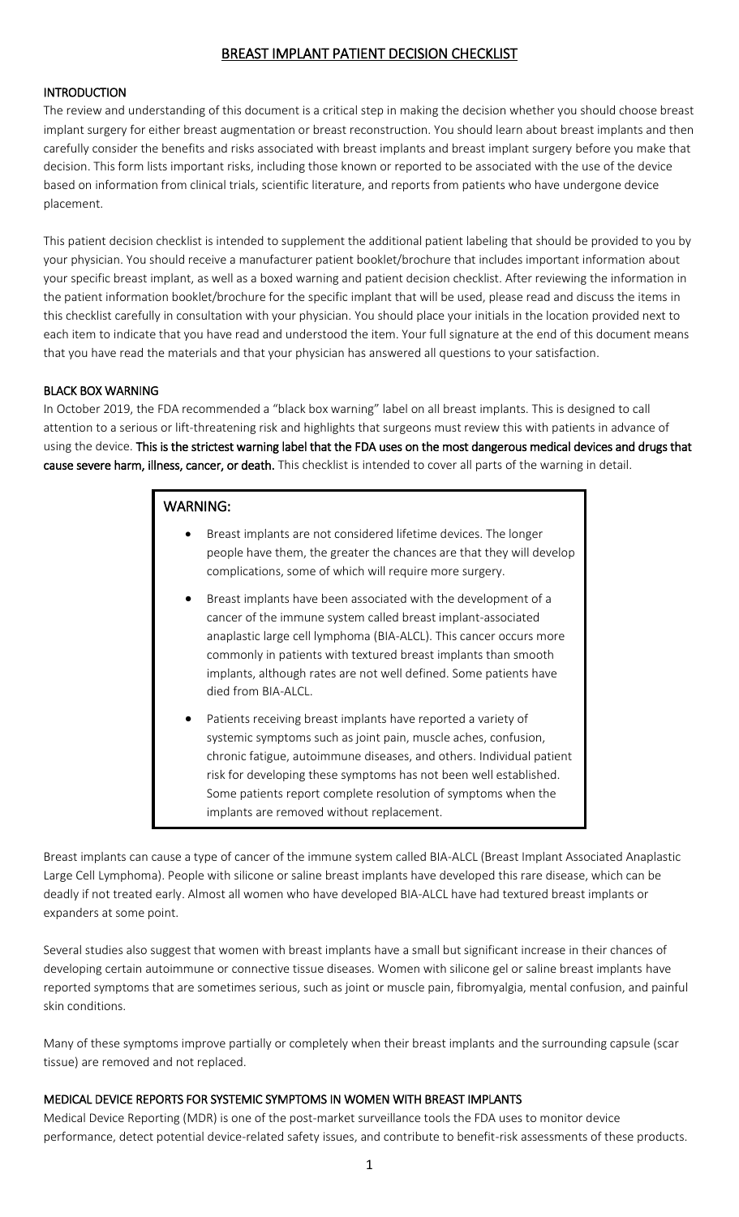# BREAST IMPLANT PATIENT DECISION CHECKLIST

## INTRODUCTION

The review and understanding of this document is a critical step in making the decision whether you should choose breast implant surgery for either breast augmentation or breast reconstruction. You should learn about breast implants and then carefully consider the benefits and risks associated with breast implants and breast implant surgery before you make that decision. This form lists important risks, including those known or reported to be associated with the use of the device based on information from clinical trials, scientific literature, and reports from patients who have undergone device placement.

This patient decision checklist is intended to supplement the additional patient labeling that should be provided to you by your physician. You should receive a manufacturer patient booklet/brochure that includes important information about your specific breast implant, as well as a boxed warning and patient decision checklist. After reviewing the information in the patient information booklet/brochure for the specific implant that will be used, please read and discuss the items in this checklist carefully in consultation with your physician. You should place your initials in the location provided next to each item to indicate that you have read and understood the item. Your full signature at the end of this document means that you have read the materials and that your physician has answered all questions to your satisfaction.

## BLACK BOX WARNING

In October 2019, the FDA recommended a "black box warning" label on all breast implants. This is designed to call attention to a serious or lift-threatening risk and highlights that surgeons must review this with patients in advance of using the device. **This is the strictest warning label that the FDA uses on the most dangerous medical devices and drugs that cause severe harm, illness, cancer, or death.** This checklist is intended to cover all parts of the warning in detail.

### WARNING:

- Breast implants are not considered lifetime devices. The longer people have them, the greater the chances are that they will develop complications, some of which will require more surgery.
- Breast implants have been associated with the development of a cancer of the immune system called breast implant-associated anaplastic large cell lymphoma (BIA-ALCL). This cancer occurs more commonly in patients with textured breast implants than smooth implants, although rates are not well defined. Some patients have died from BIA-ALCL.
- Patients receiving breast implants have reported a variety of systemic symptoms such as joint pain, muscle aches, confusion, chronic fatigue, autoimmune diseases, and others. Individual patient risk for developing these symptoms has not been well established. Some patients report complete resolution of symptoms when the implants are removed without replacement.

Breast implants can cause a type of cancer of the immune system called BIA-ALCL (Breast Implant Associated Anaplastic Large Cell Lymphoma). People with silicone or saline breast implants have developed this rare disease, which can be deadly if not treated early. Almost all women who have developed BIA-ALCL have had textured breast implants or expanders at some point.

Several studies also suggest that women with breast implants have a small but significant increase in their chances of developing certain autoimmune or connective tissue diseases. Women with silicone gel or saline breast implants have reported symptoms that are sometimes serious, such as joint or muscle pain, fibromyalgia, mental confusion, and painful skin conditions.

Many of these symptoms improve partially or completely when their breast implants and the surrounding capsule (scar tissue) are removed and not replaced.

## MEDICAL DEVICE REPORTS FOR SYSTEMIC SYMPTOMS IN WOMEN WITH BREAST IMPLANTS

Medical Device Reporting (MDR) is one of the post-market surveillance tools the FDA uses to monitor device performance, detect potential device-related safety issues, and contribute to benefit-risk assessments of these products.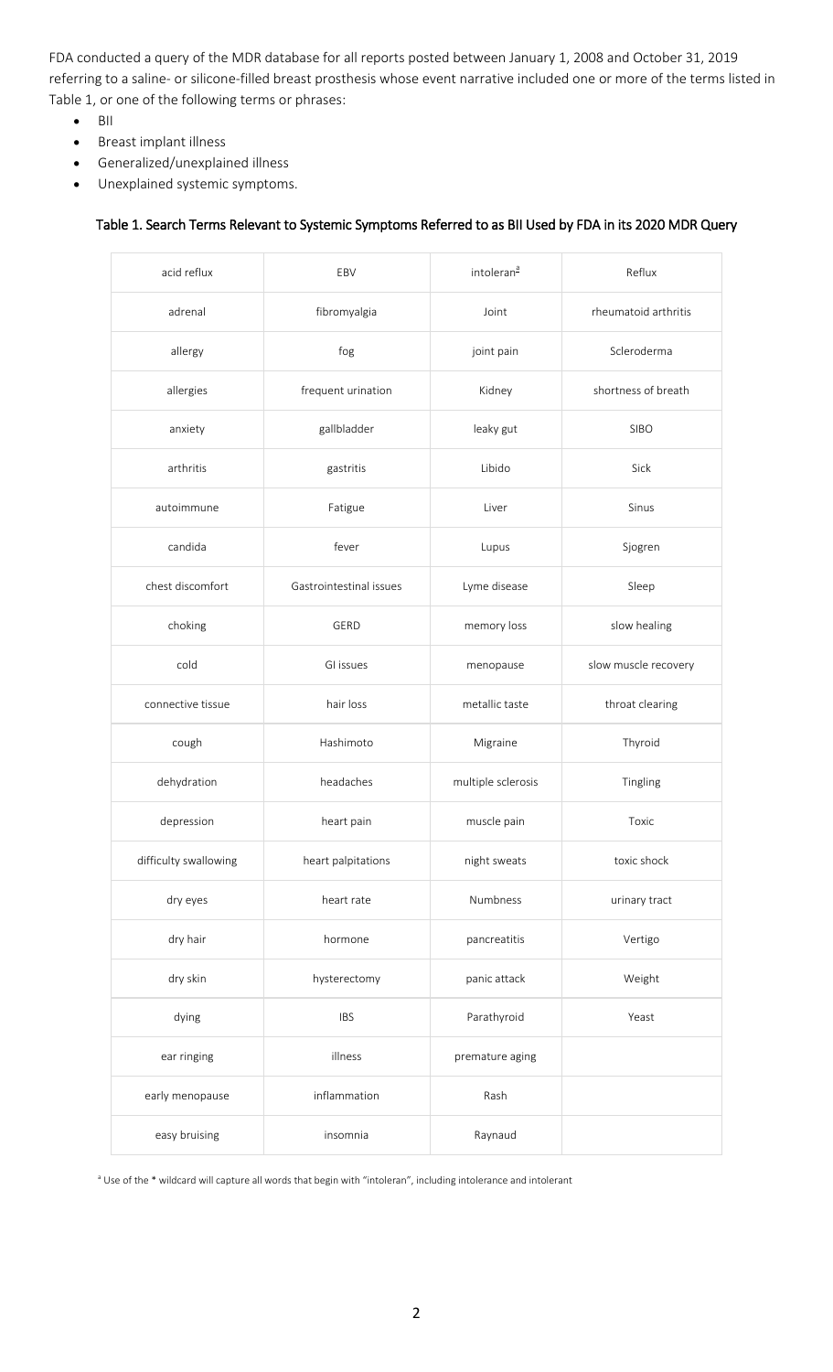FDA conducted a query of the MDR database for all reports posted between January 1, 2008 and October 31, 2019 referring to a saline- or silicone-filled breast prosthesis whose event narrative included one or more of the terms listed in Table 1, or one of the following terms or phrases:

- BII
- Breast implant illness
- Generalized/unexplained illness
- Unexplained systemic symptoms.

### Table 1. Search Terms Relevant to Systemic Symptoms Referred to as BII Used by FDA in its 2020 MDR Query

| | | | |
|---|---|---|---|
| acid reflux | EBV | intoleran[a] | Reflux |
| adrenal | fibromyalgia | Joint | rheumatoid arthritis |
| allergy | fog | joint pain | Scleroderma |
| allergies | frequent urination | Kidney | shortness of breath |
| anxiety | gallbladder | leaky gut | SIBO |
| arthritis | gastritis | Libido | Sick |
| autoimmune | Fatigue | Liver | Sinus |
| candida | fever | Lupus | Sjogren |
| chest discomfort | Gastrointestinal issues | Lyme disease | Sleep |
| choking | GERD | memory loss | slow healing |
| cold | GI issues | menopause | slow muscle recovery |
| connective tissue | hair loss | metallic taste | throat clearing |
| cough | Hashimoto | Migraine | Thyroid |
| dehydration | headaches | multiple sclerosis | Tingling |
| depression | heart pain | muscle pain | Toxic |
| difficulty swallowing | heart palpitations | night sweats | toxic shock |
| dry eyes | heart rate | Numbness | urinary tract |
| dry hair | hormone | pancreatitis | Vertigo |
| dry skin | hysterectomy | panic attack | Weight |
| dying | IBS | Parathyroid | Yeast |
| ear ringing | illness | premature aging | |
| early menopause | inflammation | Rash | |
| easy bruising | insomnia | Raynaud | |

[a] Use of the * wildcard will capture all words that begin with "intoleran", including intolerance and intolerant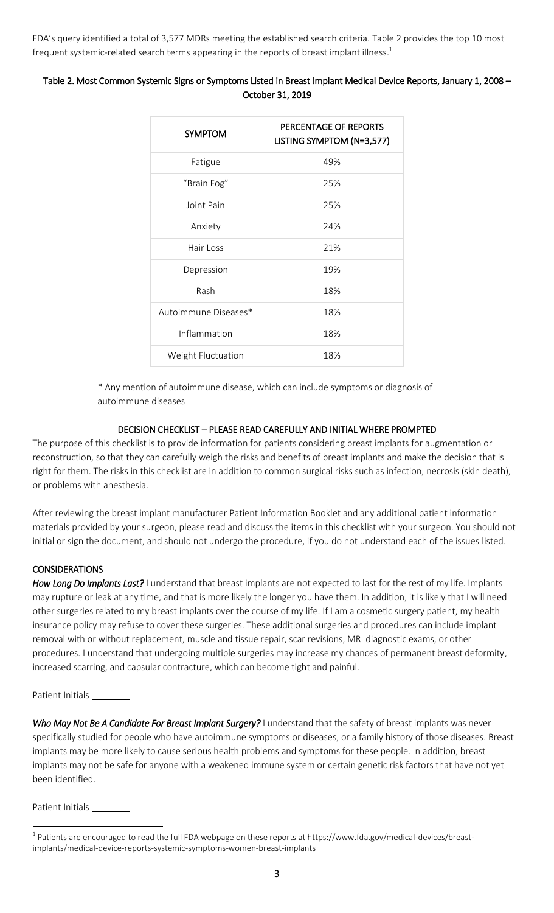FDA's query identified a total of 3,577 MDRs meeting the established search criteria. Table 2 provides the top 10 most frequent systemic-related search terms appearing in the reports of breast implant illness.[1]

**Table 2. Most Common Systemic Signs or Symptoms Listed in Breast Implant Medical Device Reports, January 1, 2008 – October 31, 2019**

| SYMPTOM | PERCENTAGE OF REPORTS LISTING SYMPTOM (N=3,577) |
|---|---|
| Fatigue | 49% |
| "Brain Fog" | 25% |
| Joint Pain | 25% |
| Anxiety | 24% |
| Hair Loss | 21% |
| Depression | 19% |
| Rash | 18% |
| Autoimmune Diseases* | 18% |
| Inflammation | 18% |
| Weight Fluctuation | 18% |

* Any mention of autoimmune disease, which can include symptoms or diagnosis of autoimmune diseases

## DECISION CHECKLIST – PLEASE READ CAREFULLY AND INITIAL WHERE PROMPTED

The purpose of this checklist is to provide information for patients considering breast implants for augmentation or reconstruction, so that they can carefully weigh the risks and benefits of breast implants and make the decision that is right for them. The risks in this checklist are in addition to common surgical risks such as infection, necrosis (skin death), or problems with anesthesia.

After reviewing the breast implant manufacturer Patient Information Booklet and any additional patient information materials provided by your surgeon, please read and discuss the items in this checklist with your surgeon. You should not initial or sign the document, and should not undergo the procedure, if you do not understand each of the issues listed.

### CONSIDERATIONS

***How Long Do Implants Last?*** I understand that breast implants are not expected to last for the rest of my life. Implants may rupture or leak at any time, and that is more likely the longer you have them. In addition, it is likely that I will need other surgeries related to my breast implants over the course of my life. If I am a cosmetic surgery patient, my health insurance policy may refuse to cover these surgeries. These additional surgeries and procedures can include implant removal with or without replacement, muscle and tissue repair, scar revisions, MRI diagnostic exams, or other procedures. I understand that undergoing multiple surgeries may increase my chances of permanent breast deformity, increased scarring, and capsular contracture, which can become tight and painful.

Patient Initials ________

***Who May Not Be A Candidate For Breast Implant Surgery?*** I understand that the safety of breast implants was never specifically studied for people who have autoimmune symptoms or diseases, or a family history of those diseases. Breast implants may be more likely to cause serious health problems and symptoms for these people. In addition, breast implants may not be safe for anyone with a weakened immune system or certain genetic risk factors that have not yet been identified.

Patient Initials ________

[1] Patients are encouraged to read the full FDA webpage on these reports at https://www.fda.gov/medical-devices/breast-implants/medical-device-reports-systemic-symptoms-women-breast-implants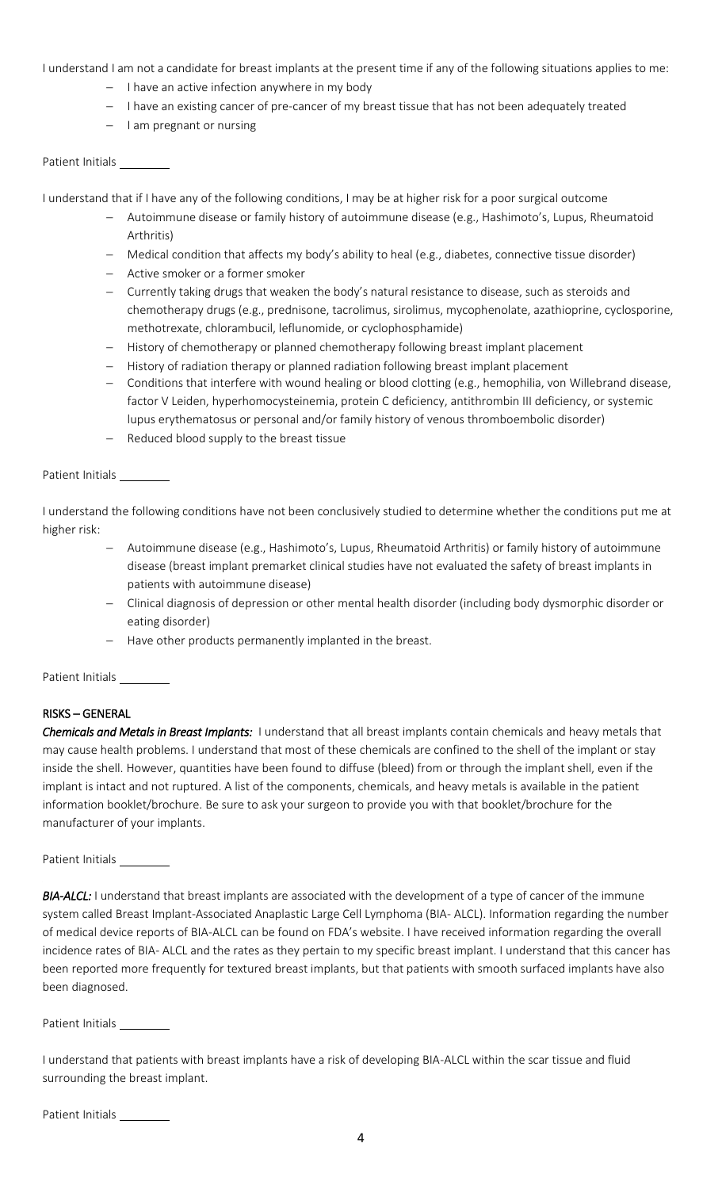I understand I am not a candidate for breast implants at the present time if any of the following situations applies to me:

- I have an active infection anywhere in my body
- I have an existing cancer of pre-cancer of my breast tissue that has not been adequately treated
- I am pregnant or nursing

Patient Initials ________

I understand that if I have any of the following conditions, I may be at higher risk for a poor surgical outcome

- Autoimmune disease or family history of autoimmune disease (e.g., Hashimoto's, Lupus, Rheumatoid Arthritis)
- Medical condition that affects my body's ability to heal (e.g., diabetes, connective tissue disorder)
- Active smoker or a former smoker
- Currently taking drugs that weaken the body's natural resistance to disease, such as steroids and chemotherapy drugs (e.g., prednisone, tacrolimus, sirolimus, mycophenolate, azathioprine, cyclosporine, methotrexate, chlorambucil, leflunomide, or cyclophosphamide)
- History of chemotherapy or planned chemotherapy following breast implant placement
- History of radiation therapy or planned radiation following breast implant placement
- Conditions that interfere with wound healing or blood clotting (e.g., hemophilia, von Willebrand disease, factor V Leiden, hyperhomocysteinemia, protein C deficiency, antithrombin III deficiency, or systemic lupus erythematosus or personal and/or family history of venous thromboembolic disorder)
- Reduced blood supply to the breast tissue

Patient Initials ________

I understand the following conditions have not been conclusively studied to determine whether the conditions put me at higher risk:

- Autoimmune disease (e.g., Hashimoto's, Lupus, Rheumatoid Arthritis) or family history of autoimmune disease (breast implant premarket clinical studies have not evaluated the safety of breast implants in patients with autoimmune disease)
- Clinical diagnosis of depression or other mental health disorder (including body dysmorphic disorder or eating disorder)
- Have other products permanently implanted in the breast.

Patient Initials ________

RISKS – GENERAL

***Chemicals and Metals in Breast Implants:*** I understand that all breast implants contain chemicals and heavy metals that may cause health problems. I understand that most of these chemicals are confined to the shell of the implant or stay inside the shell. However, quantities have been found to diffuse (bleed) from or through the implant shell, even if the implant is intact and not ruptured. A list of the components, chemicals, and heavy metals is available in the patient information booklet/brochure. Be sure to ask your surgeon to provide you with that booklet/brochure for the manufacturer of your implants.

Patient Initials ________

***BIA-ALCL:*** I understand that breast implants are associated with the development of a type of cancer of the immune system called Breast Implant-Associated Anaplastic Large Cell Lymphoma (BIA- ALCL). Information regarding the number of medical device reports of BIA-ALCL can be found on FDA's website. I have received information regarding the overall incidence rates of BIA- ALCL and the rates as they pertain to my specific breast implant. I understand that this cancer has been reported more frequently for textured breast implants, but that patients with smooth surfaced implants have also been diagnosed.

Patient Initials ________

I understand that patients with breast implants have a risk of developing BIA-ALCL within the scar tissue and fluid surrounding the breast implant.

Patient Initials ________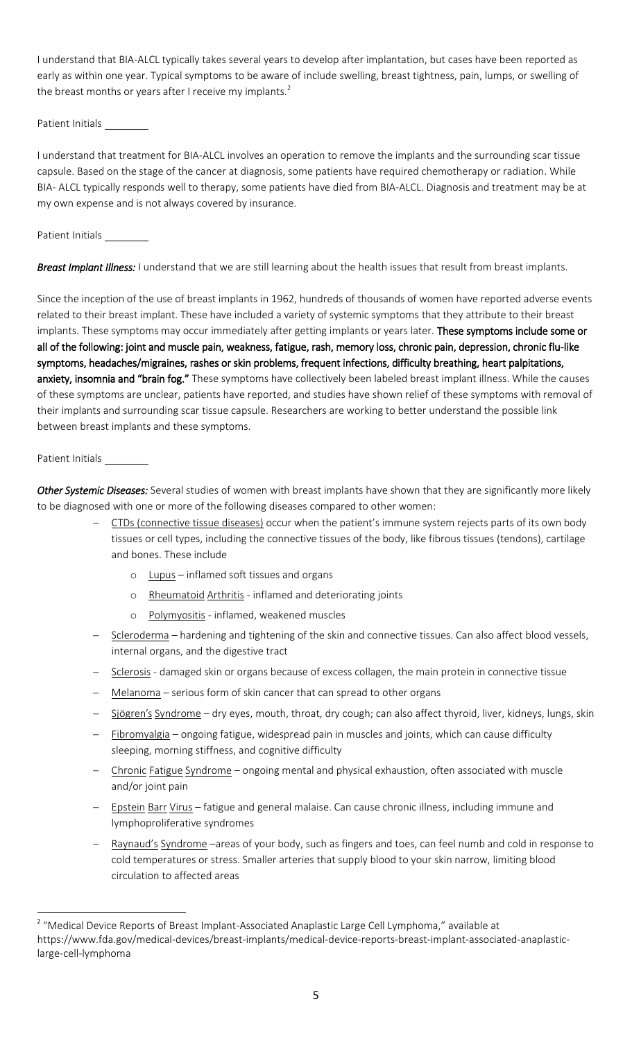I understand that BIA-ALCL typically takes several years to develop after implantation, but cases have been reported as early as within one year. Typical symptoms to be aware of include swelling, breast tightness, pain, lumps, or swelling of the breast months or years after I receive my implants.[2]

Patient Initials ________

I understand that treatment for BIA-ALCL involves an operation to remove the implants and the surrounding scar tissue capsule. Based on the stage of the cancer at diagnosis, some patients have required chemotherapy or radiation. While BIA- ALCL typically responds well to therapy, some patients have died from BIA-ALCL. Diagnosis and treatment may be at my own expense and is not always covered by insurance.

Patient Initials ________

***Breast Implant Illness:*** I understand that we are still learning about the health issues that result from breast implants.

Since the inception of the use of breast implants in 1962, hundreds of thousands of women have reported adverse events related to their breast implant. These have included a variety of systemic symptoms that they attribute to their breast implants. These symptoms may occur immediately after getting implants or years later. **These symptoms include some or all of the following: joint and muscle pain, weakness, fatigue, rash, memory loss, chronic pain, depression, chronic flu-like symptoms, headaches/migraines, rashes or skin problems, frequent infections, difficulty breathing, heart palpitations, anxiety, insomnia and "brain fog."** These symptoms have collectively been labeled breast implant illness. While the causes of these symptoms are unclear, patients have reported, and studies have shown relief of these symptoms with removal of their implants and surrounding scar tissue capsule. Researchers are working to better understand the possible link between breast implants and these symptoms.

Patient Initials ________

***Other Systemic Diseases:*** Several studies of women with breast implants have shown that they are significantly more likely to be diagnosed with one or more of the following diseases compared to other women:

- CTDs (connective tissue diseases) occur when the patient's immune system rejects parts of its own body tissues or cell types, including the connective tissues of the body, like fibrous tissues (tendons), cartilage and bones. These include
  - Lupus – inflamed soft tissues and organs
  - Rheumatoid Arthritis - inflamed and deteriorating joints
  - Polymyositis - inflamed, weakened muscles
- Scleroderma – hardening and tightening of the skin and connective tissues. Can also affect blood vessels, internal organs, and the digestive tract
- Sclerosis - damaged skin or organs because of excess collagen, the main protein in connective tissue
- Melanoma – serious form of skin cancer that can spread to other organs
- Sjögren's Syndrome – dry eyes, mouth, throat, dry cough; can also affect thyroid, liver, kidneys, lungs, skin
- Fibromyalgia – ongoing fatigue, widespread pain in muscles and joints, which can cause difficulty sleeping, morning stiffness, and cognitive difficulty
- Chronic Fatigue Syndrome – ongoing mental and physical exhaustion, often associated with muscle and/or joint pain
- Epstein Barr Virus – fatigue and general malaise. Can cause chronic illness, including immune and lymphoproliferative syndromes
- Raynaud's Syndrome –areas of your body, such as fingers and toes, can feel numb and cold in response to cold temperatures or stress. Smaller arteries that supply blood to your skin narrow, limiting blood circulation to affected areas

[2] "Medical Device Reports of Breast Implant-Associated Anaplastic Large Cell Lymphoma," available at https://www.fda.gov/medical-devices/breast-implants/medical-device-reports-breast-implant-associated-anaplastic-large-cell-lymphoma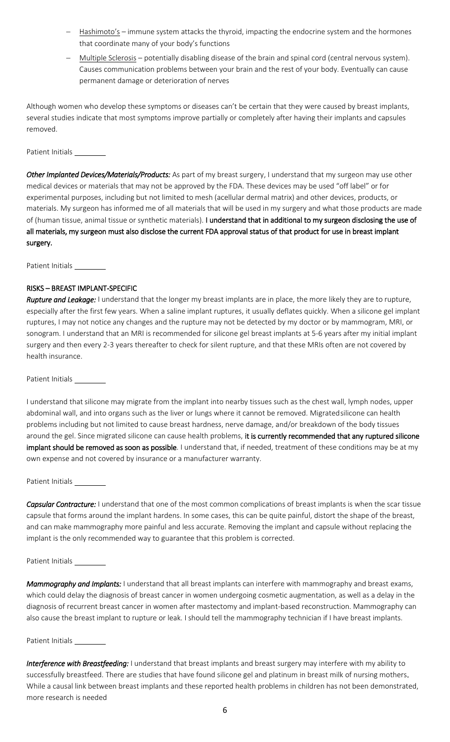- Hashimoto's – immune system attacks the thyroid, impacting the endocrine system and the hormones that coordinate many of your body's functions
- Multiple Sclerosis – potentially disabling disease of the brain and spinal cord (central nervous system). Causes communication problems between your brain and the rest of your body. Eventually can cause permanent damage or deterioration of nerves

Although women who develop these symptoms or diseases can't be certain that they were caused by breast implants, several studies indicate that most symptoms improve partially or completely after having their implants and capsules removed.

Patient Initials ________

***Other Implanted Devices/Materials/Products:*** As part of my breast surgery, I understand that my surgeon may use other medical devices or materials that may not be approved by the FDA. These devices may be used "off label" or for experimental purposes, including but not limited to mesh (acellular dermal matrix) and other devices, products, or materials. My surgeon has informed me of all materials that will be used in my surgery and what those products are made of (human tissue, animal tissue or synthetic materials). **I understand that in additional to my surgeon disclosing the use of all materials, my surgeon must also disclose the current FDA approval status of that product for use in breast implant surgery.**

Patient Initials ________

**RISKS – BREAST IMPLANT-SPECIFIC**

***Rupture and Leakage:*** I understand that the longer my breast implants are in place, the more likely they are to rupture, especially after the first few years. When a saline implant ruptures, it usually deflates quickly. When a silicone gel implant ruptures, I may not notice any changes and the rupture may not be detected by my doctor or by mammogram, MRI, or sonogram. I understand that an MRI is recommended for silicone gel breast implants at 5-6 years after my initial implant surgery and then every 2-3 years thereafter to check for silent rupture, and that these MRIs often are not covered by health insurance.

Patient Initials ________

I understand that silicone may migrate from the implant into nearby tissues such as the chest wall, lymph nodes, upper abdominal wall, and into organs such as the liver or lungs where it cannot be removed. Migratedsilicone can health problems including but not limited to cause breast hardness, nerve damage, and/or breakdown of the body tissues around the gel. Since migrated silicone can cause health problems, **it is currently recommended that any ruptured silicone implant should be removed as soon as possible**. I understand that, if needed, treatment of these conditions may be at my own expense and not covered by insurance or a manufacturer warranty.

Patient Initials ________

***Capsular Contracture:*** I understand that one of the most common complications of breast implants is when the scar tissue capsule that forms around the implant hardens. In some cases, this can be quite painful, distort the shape of the breast, and can make mammography more painful and less accurate. Removing the implant and capsule without replacing the implant is the only recommended way to guarantee that this problem is corrected.

Patient Initials ________

***Mammography and Implants:*** I understand that all breast implants can interfere with mammography and breast exams, which could delay the diagnosis of breast cancer in women undergoing cosmetic augmentation, as well as a delay in the diagnosis of recurrent breast cancer in women after mastectomy and implant-based reconstruction. Mammography can also cause the breast implant to rupture or leak. I should tell the mammography technician if I have breast implants.

Patient Initials ________

***Interference with Breastfeeding:*** I understand that breast implants and breast surgery may interfere with my ability to successfully breastfeed. There are studies that have found silicone gel and platinum in breast milk of nursing mothers. While a causal link between breast implants and these reported health problems in children has not been demonstrated, more research is needed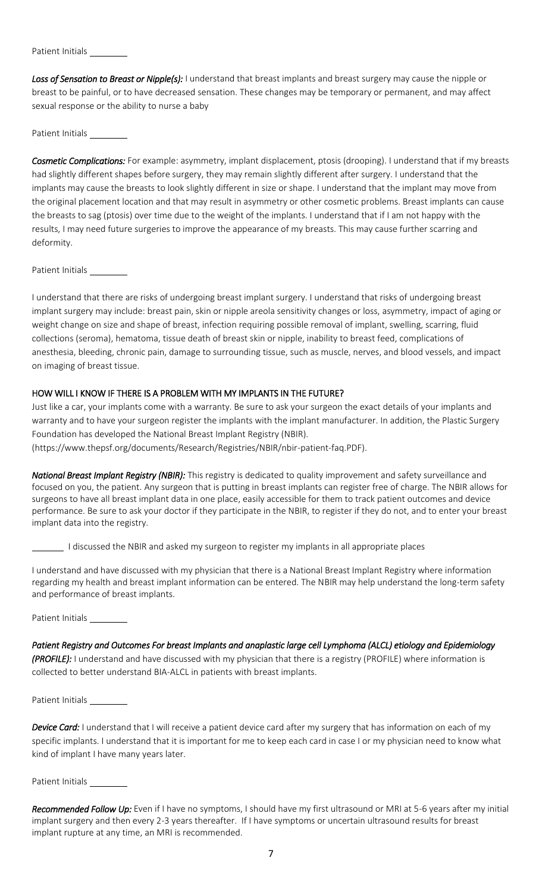Patient Initials ________

***Loss of Sensation to Breast or Nipple(s):*** I understand that breast implants and breast surgery may cause the nipple or breast to be painful, or to have decreased sensation. These changes may be temporary or permanent, and may affect sexual response or the ability to nurse a baby

Patient Initials ________

***Cosmetic Complications:*** For example: asymmetry, implant displacement, ptosis (drooping). I understand that if my breasts had slightly different shapes before surgery, they may remain slightly different after surgery. I understand that the implants may cause the breasts to look slightly different in size or shape. I understand that the implant may move from the original placement location and that may result in asymmetry or other cosmetic problems. Breast implants can cause the breasts to sag (ptosis) over time due to the weight of the implants. I understand that if I am not happy with the results, I may need future surgeries to improve the appearance of my breasts. This may cause further scarring and deformity.

Patient Initials ________

I understand that there are risks of undergoing breast implant surgery. I understand that risks of undergoing breast implant surgery may include: breast pain, skin or nipple areola sensitivity changes or loss, asymmetry, impact of aging or weight change on size and shape of breast, infection requiring possible removal of implant, swelling, scarring, fluid collections (seroma), hematoma, tissue death of breast skin or nipple, inability to breast feed, complications of anesthesia, bleeding, chronic pain, damage to surrounding tissue, such as muscle, nerves, and blood vessels, and impact on imaging of breast tissue.

## HOW WILL I KNOW IF THERE IS A PROBLEM WITH MY IMPLANTS IN THE FUTURE?

Just like a car, your implants come with a warranty. Be sure to ask your surgeon the exact details of your implants and warranty and to have your surgeon register the implants with the implant manufacturer. In addition, the Plastic Surgery Foundation has developed the National Breast Implant Registry (NBIR).
(https://www.thepsf.org/documents/Research/Registries/NBIR/nbir-patient-faq.PDF).

***National Breast Implant Registry (NBIR):*** This registry is dedicated to quality improvement and safety surveillance and focused on you, the patient. Any surgeon that is putting in breast implants can register free of charge. The NBIR allows for surgeons to have all breast implant data in one place, easily accessible for them to track patient outcomes and device performance. Be sure to ask your doctor if they participate in the NBIR, to register if they do not, and to enter your breast implant data into the registry.

________ I discussed the NBIR and asked my surgeon to register my implants in all appropriate places

I understand and have discussed with my physician that there is a National Breast Implant Registry where information regarding my health and breast implant information can be entered. The NBIR may help understand the long-term safety and performance of breast implants.

Patient Initials ________

***Patient Registry and Outcomes For breast Implants and anaplastic large cell Lymphoma (ALCL) etiology and Epidemiology (PROFILE):*** I understand and have discussed with my physician that there is a registry (PROFILE) where information is collected to better understand BIA-ALCL in patients with breast implants.

Patient Initials ________

***Device Card:*** I understand that I will receive a patient device card after my surgery that has information on each of my specific implants. I understand that it is important for me to keep each card in case I or my physician need to know what kind of implant I have many years later.

Patient Initials ________

***Recommended Follow Up:*** Even if I have no symptoms, I should have my first ultrasound or MRI at 5-6 years after my initial implant surgery and then every 2-3 years thereafter. If I have symptoms or uncertain ultrasound results for breast implant rupture at any time, an MRI is recommended.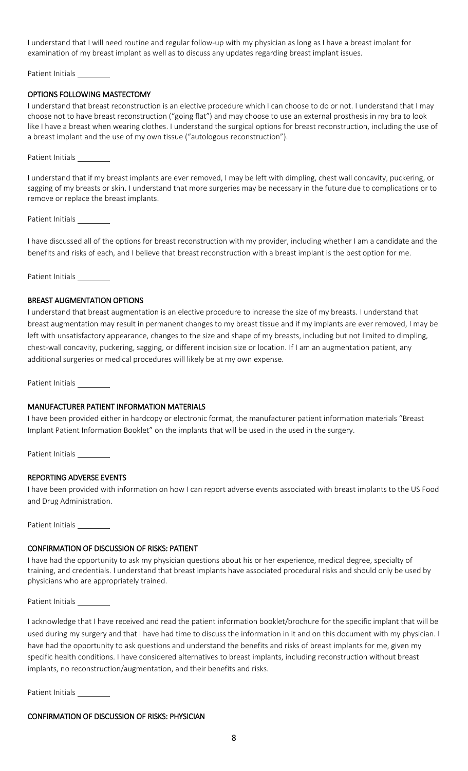I understand that I will need routine and regular follow-up with my physician as long as I have a breast implant for examination of my breast implant as well as to discuss any updates regarding breast implant issues.

Patient Initials ________

## OPTIONS FOLLOWING MASTECTOMY

I understand that breast reconstruction is an elective procedure which I can choose to do or not. I understand that I may choose not to have breast reconstruction ("going flat") and may choose to use an external prosthesis in my bra to look like I have a breast when wearing clothes. I understand the surgical options for breast reconstruction, including the use of a breast implant and the use of my own tissue ("autologous reconstruction").

Patient Initials ________

I understand that if my breast implants are ever removed, I may be left with dimpling, chest wall concavity, puckering, or sagging of my breasts or skin. I understand that more surgeries may be necessary in the future due to complications or to remove or replace the breast implants.

Patient Initials ________

I have discussed all of the options for breast reconstruction with my provider, including whether I am a candidate and the benefits and risks of each, and I believe that breast reconstruction with a breast implant is the best option for me.

Patient Initials ________

## BREAST AUGMENTATION OPTIONS

I understand that breast augmentation is an elective procedure to increase the size of my breasts. I understand that breast augmentation may result in permanent changes to my breast tissue and if my implants are ever removed, I may be left with unsatisfactory appearance, changes to the size and shape of my breasts, including but not limited to dimpling, chest-wall concavity, puckering, sagging, or different incision size or location. If I am an augmentation patient, any additional surgeries or medical procedures will likely be at my own expense.

Patient Initials ________

## MANUFACTURER PATIENT INFORMATION MATERIALS

I have been provided either in hardcopy or electronic format, the manufacturer patient information materials "Breast Implant Patient Information Booklet" on the implants that will be used in the used in the surgery.

Patient Initials ________

## REPORTING ADVERSE EVENTS

I have been provided with information on how I can report adverse events associated with breast implants to the US Food and Drug Administration.

Patient Initials ________

## CONFIRMATION OF DISCUSSION OF RISKS: PATIENT

I have had the opportunity to ask my physician questions about his or her experience, medical degree, specialty of training, and credentials. I understand that breast implants have associated procedural risks and should only be used by physicians who are appropriately trained.

Patient Initials ________

I acknowledge that I have received and read the patient information booklet/brochure for the specific implant that will be used during my surgery and that I have had time to discuss the information in it and on this document with my physician. I have had the opportunity to ask questions and understand the benefits and risks of breast implants for me, given my specific health conditions. I have considered alternatives to breast implants, including reconstruction without breast implants, no reconstruction/augmentation, and their benefits and risks.

Patient Initials ________

## CONFIRMATION OF DISCUSSION OF RISKS: PHYSICIAN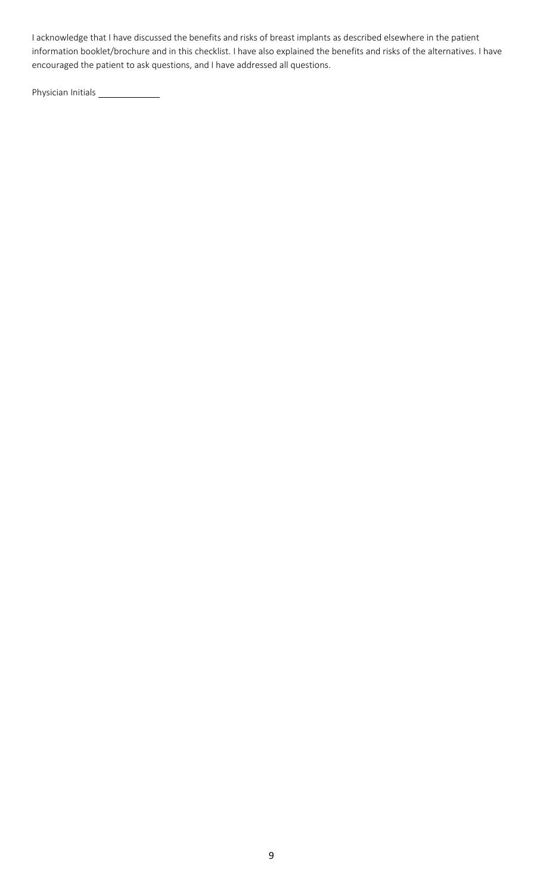I acknowledge that I have discussed the benefits and risks of breast implants as described elsewhere in the patient information booklet/brochure and in this checklist. I have also explained the benefits and risks of the alternatives. I have encouraged the patient to ask questions, and I have addressed all questions.

Physician Initials ____________